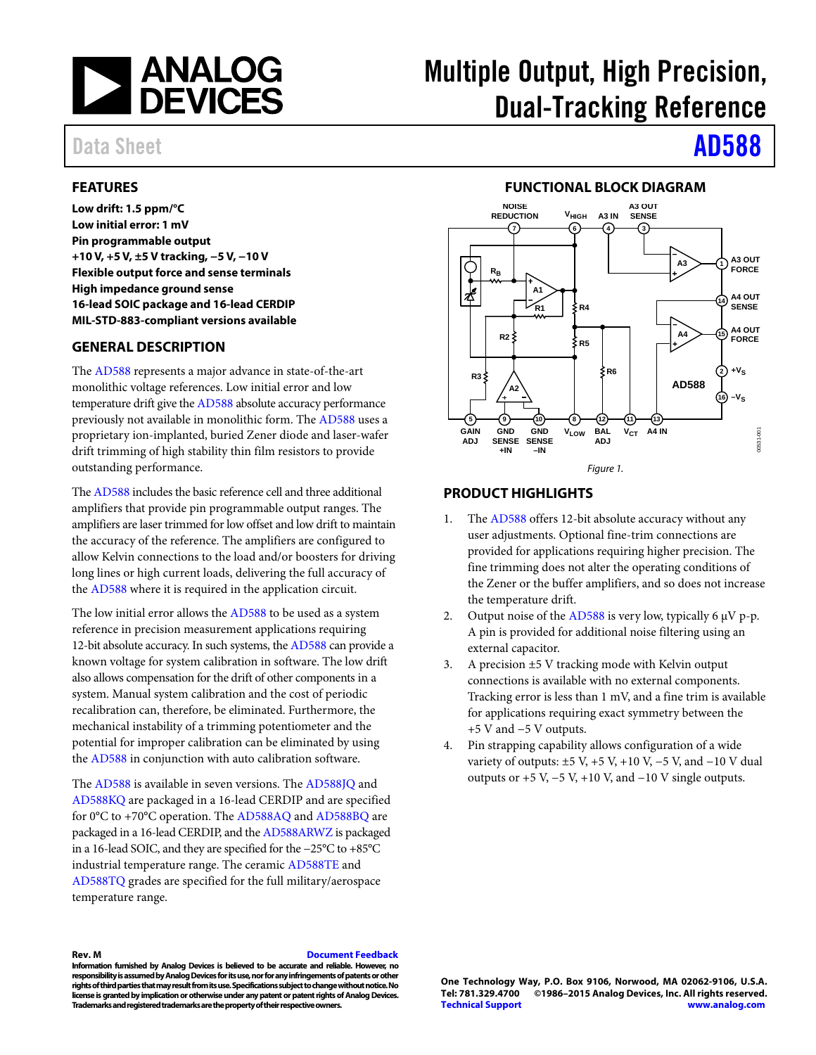# Multiple Output, High Precision, Dual-Tracking Reference

Data Sheet **AD588**

## FEATURES

**Low drift: 1.5 ppm/°C**
**Low initial error: 1 mV**
**Pin programmable output**
**+10 V, +5 V, ±5 V tracking, −5 V, −10 V**
**Flexible output force and sense terminals**
**High impedance ground sense**
**16-lead SOIC package and 16-lead CERDIP**
**MIL-STD-883-compliant versions available**

## GENERAL DESCRIPTION

The AD588 represents a major advance in state-of-the-art monolithic voltage references. Low initial error and low temperature drift give the AD588 absolute accuracy performance previously not available in monolithic form. The AD588 uses a proprietary ion-implanted, buried Zener diode and laser-wafer drift trimming of high stability thin film resistors to provide outstanding performance.

The AD588 includes the basic reference cell and three additional amplifiers that provide pin programmable output ranges. The amplifiers are laser trimmed for low offset and low drift to maintain the accuracy of the reference. The amplifiers are configured to allow Kelvin connections to the load and/or boosters for driving long lines or high current loads, delivering the full accuracy of the AD588 where it is required in the application circuit.

The low initial error allows the AD588 to be used as a system reference in precision measurement applications requiring 12-bit absolute accuracy. In such systems, the AD588 can provide a known voltage for system calibration in software. The low drift also allows compensation for the drift of other components in a system. Manual system calibration and the cost of periodic recalibration can, therefore, be eliminated. Furthermore, the mechanical instability of a trimming potentiometer and the potential for improper calibration can be eliminated by using the AD588 in conjunction with auto calibration software.

The AD588 is available in seven versions. The AD588JQ and AD588KQ are packaged in a 16-lead CERDIP and are specified for 0°C to +70°C operation. The AD588AQ and AD588BQ are packaged in a 16-lead CERDIP, and the AD588ARWZ is packaged in a 16-lead SOIC, and they are specified for the −25°C to +85°C industrial temperature range. The ceramic AD588TE and AD588TQ grades are specified for the full military/aerospace temperature range.

## FUNCTIONAL BLOCK DIAGRAM

*Figure 1.*

## PRODUCT HIGHLIGHTS

1. The AD588 offers 12-bit absolute accuracy without any user adjustments. Optional fine-trim connections are provided for applications requiring higher precision. The fine trimming does not alter the operating conditions of the Zener or the buffer amplifiers, and so does not increase the temperature drift.
2. Output noise of the AD588 is very low, typically 6 μV p-p. A pin is provided for additional noise filtering using an external capacitor.
3. A precision ±5 V tracking mode with Kelvin output connections is available with no external components. Tracking error is less than 1 mV, and a fine trim is available for applications requiring exact symmetry between the +5 V and −5 V outputs.
4. Pin strapping capability allows configuration of a wide variety of outputs: ±5 V, +5 V, +10 V, −5 V, and −10 V dual outputs or +5 V, −5 V, +10 V, and −10 V single outputs.

Rev. M Document Feedback
Information furnished by Analog Devices is believed to be accurate and reliable. However, no responsibility is assumed by Analog Devices for its use, nor for any infringements of patents or other rights of third parties that may result from its use. Specifications subject to change without notice. No license is granted by implication or otherwise under any patent or patent rights of Analog Devices. Trademarks and registered trademarks are the property of their respective owners.

One Technology Way, P.O. Box 9106, Norwood, MA 02062-9106, U.S.A.
Tel: 781.329.4700 ©1986–2015 Analog Devices, Inc. All rights reserved.
Technical Support www.analog.com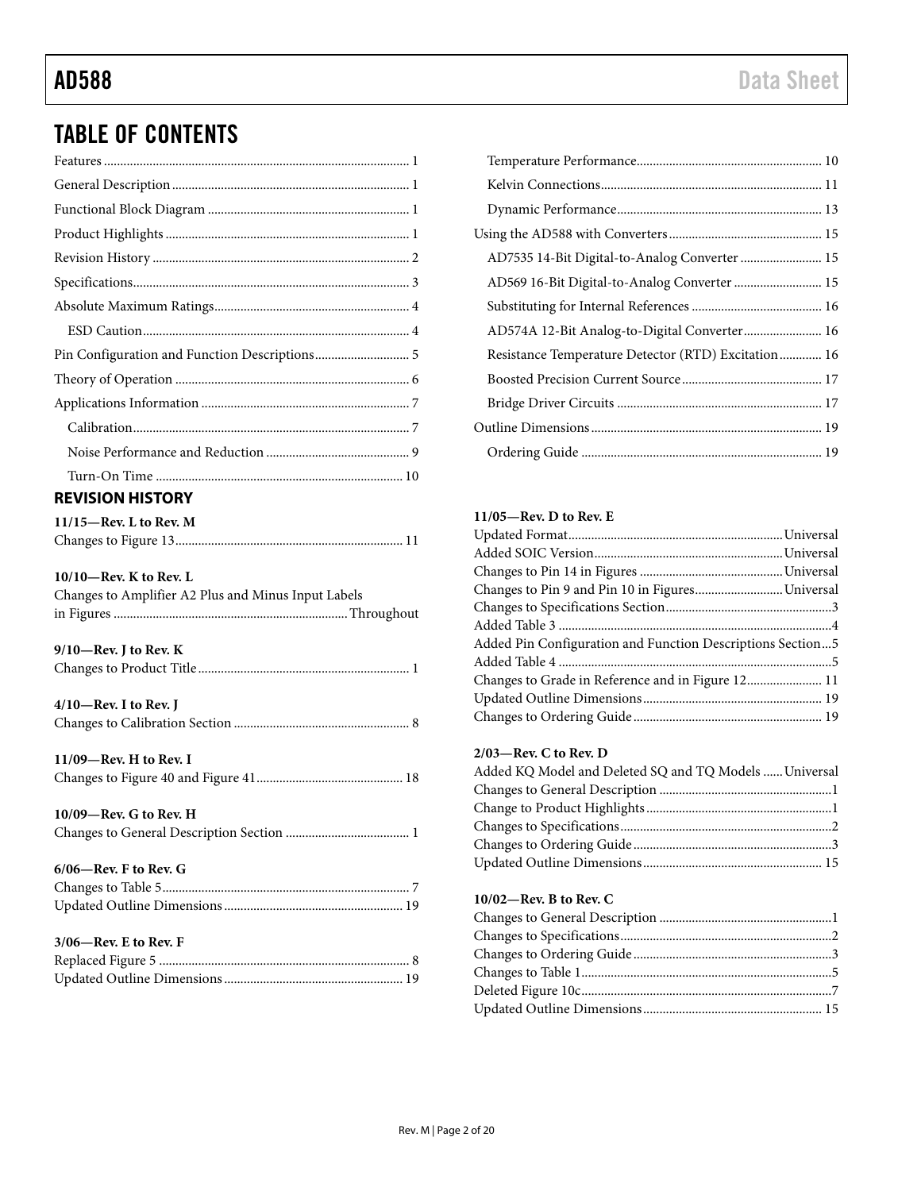## TABLE OF CONTENTS

Features ... 1
General Description ... 1
Functional Block Diagram ... 1
Product Highlights ... 1
Revision History ... 2
Specifications ... 3
Absolute Maximum Ratings ... 4
  ESD Caution ... 4
Pin Configuration and Function Descriptions ... 5
Theory of Operation ... 6
Applications Information ... 7
  Calibration ... 7
  Noise Performance and Reduction ... 9
  Turn-On Time ... 10
  Temperature Performance ... 10
  Kelvin Connections ... 11
  Dynamic Performance ... 13
Using the AD588 with Converters ... 15
  AD7535 14-Bit Digital-to-Analog Converter ... 15
  AD569 16-Bit Digital-to-Analog Converter ... 15
  Substituting for Internal References ... 16
  AD574A 12-Bit Analog-to-Digital Converter ... 16
  Resistance Temperature Detector (RTD) Excitation ... 16
  Boosted Precision Current Source ... 17
  Bridge Driver Circuits ... 17
Outline Dimensions ... 19
  Ordering Guide ... 19

### REVISION HISTORY

**11/15—Rev. L to Rev. M**
Changes to Figure 13 ... 11

**10/10—Rev. K to Rev. L**
Changes to Amplifier A2 Plus and Minus Input Labels in Figures ... Throughout

**9/10—Rev. J to Rev. K**
Changes to Product Title ... 1

**4/10—Rev. I to Rev. J**
Changes to Calibration Section ... 8

**11/09—Rev. H to Rev. I**
Changes to Figure 40 and Figure 41 ... 18

**10/09—Rev. G to Rev. H**
Changes to General Description Section ... 1

**6/06—Rev. F to Rev. G**
Changes to Table 5 ... 7
Updated Outline Dimensions ... 19

**3/06—Rev. E to Rev. F**
Replaced Figure 5 ... 8
Updated Outline Dimensions ... 19

**11/05—Rev. D to Rev. E**
Updated Format ... Universal
Added SOIC Version ... Universal
Changes to Pin 14 in Figures ... Universal
Changes to Pin 9 and Pin 10 in Figures ... Universal
Changes to Specifications Section ... 3
Added Table 3 ... 4
Added Pin Configuration and Function Descriptions Section ... 5
Added Table 4 ... 5
Changes to Grade in Reference and in Figure 12 ... 11
Updated Outline Dimensions ... 19
Changes to Ordering Guide ... 19

**2/03—Rev. C to Rev. D**
Added KQ Model and Deleted SQ and TQ Models ... Universal
Changes to General Description ... 1
Change to Product Highlights ... 1
Changes to Specifications ... 2
Changes to Ordering Guide ... 3
Updated Outline Dimensions ... 15

**10/02—Rev. B to Rev. C**
Changes to General Description ... 1
Changes to Specifications ... 2
Changes to Ordering Guide ... 3
Changes to Table 1 ... 5
Deleted Figure 10c ... 7
Updated Outline Dimensions ... 15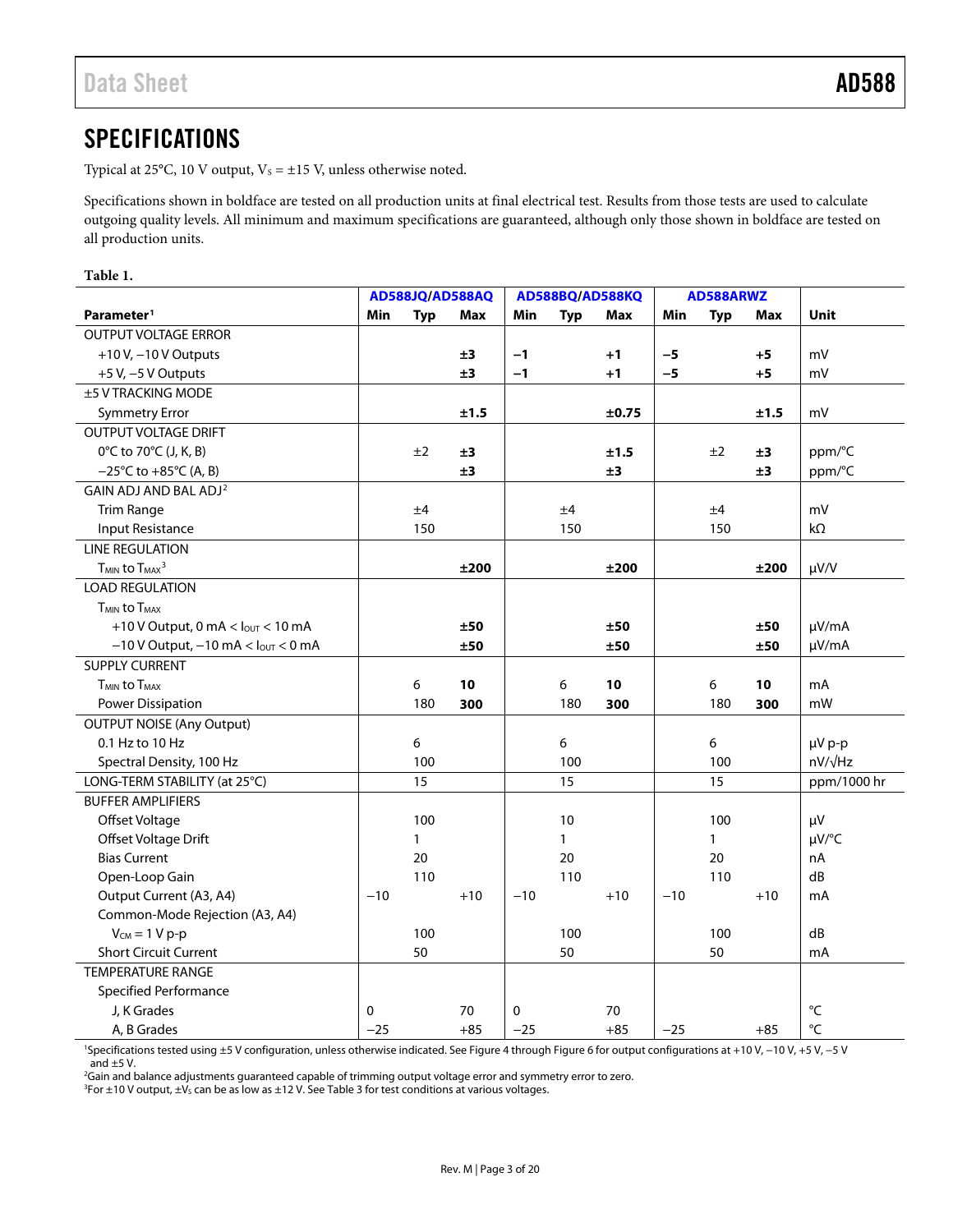## SPECIFICATIONS

Typical at 25°C, 10 V output, $V_S$ = ±15 V, unless otherwise noted.

Specifications shown in boldface are tested on all production units at final electrical test. Results from those tests are used to calculate outgoing quality levels. All minimum and maximum specifications are guaranteed, although only those shown in boldface are tested on all production units.

**Table 1.**

| | AD588JQ/AD588AQ | | | AD588BQ/AD588KQ | | | AD588ARWZ | | | |
|---|---|---|---|---|---|---|---|---|---|---|
| **Parameter**[1] | **Min** | **Typ** | **Max** | **Min** | **Typ** | **Max** | **Min** | **Typ** | **Max** | **Unit** |
| OUTPUT VOLTAGE ERROR | | | | | | | | | | |
| +10 V, −10 V Outputs | | | **±3** | **−1** | | **+1** | **−5** | | **+5** | mV |
| +5 V, −5 V Outputs | | | **±3** | **−1** | | **+1** | **−5** | | **+5** | mV |
| ±5 V TRACKING MODE | | | | | | | | | | |
| Symmetry Error | | | **±1.5** | | | **±0.75** | | | **±1.5** | mV |
| OUTPUT VOLTAGE DRIFT | | | | | | | | | | |
| 0°C to 70°C (J, K, B) | | ±2 | **±3** | | | **±1.5** | | ±2 | **±3** | ppm/°C |
| −25°C to +85°C (A, B) | | | **±3** | | | **±3** | | | **±3** | ppm/°C |
| GAIN ADJ AND BAL ADJ[2] | | | | | | | | | | |
| Trim Range | | ±4 | | | ±4 | | | ±4 | | mV |
| Input Resistance | | 150 | | | 150 | | | 150 | | kΩ |
| LINE REGULATION | | | | | | | | | | |
| $T_{MIN}$ to $T_{MAX}$[3] | | | **±200** | | | **±200** | | | **±200** | µV/V |
| LOAD REGULATION | | | | | | | | | | |
| $T_{MIN}$ to $T_{MAX}$ | | | | | | | | | | |
| +10 V Output, 0 mA < $I_{OUT}$ < 10 mA | | | **±50** | | | **±50** | | | **±50** | µV/mA |
| −10 V Output, −10 mA < $I_{OUT}$ < 0 mA | | | **±50** | | | **±50** | | | **±50** | µV/mA |
| SUPPLY CURRENT | | | | | | | | | | |
| $T_{MIN}$ to $T_{MAX}$ | | 6 | **10** | | 6 | **10** | | 6 | **10** | mA |
| Power Dissipation | | 180 | **300** | | 180 | **300** | | 180 | **300** | mW |
| OUTPUT NOISE (Any Output) | | | | | | | | | | |
| 0.1 Hz to 10 Hz | | 6 | | | 6 | | | 6 | | µV p-p |
| Spectral Density, 100 Hz | | 100 | | | 100 | | | 100 | | nV/√Hz |
| LONG-TERM STABILITY (at 25°C) | | 15 | | | 15 | | | 15 | | ppm/1000 hr |
| BUFFER AMPLIFIERS | | | | | | | | | | |
| Offset Voltage | | 100 | | | 10 | | | 100 | | µV |
| Offset Voltage Drift | | 1 | | | 1 | | | 1 | | µV/°C |
| Bias Current | | 20 | | | 20 | | | 20 | | nA |
| Open-Loop Gain | | 110 | | | 110 | | | 110 | | dB |
| Output Current (A3, A4) | −10 | | +10 | −10 | | +10 | −10 | | +10 | mA |
| Common-Mode Rejection (A3, A4) | | | | | | | | | | |
| $V_{CM}$ = 1 V p-p | | 100 | | | 100 | | | 100 | | dB |
| Short Circuit Current | | 50 | | | 50 | | | 50 | | mA |
| TEMPERATURE RANGE | | | | | | | | | | |
| Specified Performance | | | | | | | | | | |
| J, K Grades | 0 | | 70 | 0 | | 70 | | | | °C |
| A, B Grades | −25 | | +85 | −25 | | +85 | −25 | | +85 | °C |

[1] Specifications tested using ±5 V configuration, unless otherwise indicated. See Figure 4 through Figure 6 for output configurations at +10 V, −10 V, +5 V, −5 V and ±5 V.
[2] Gain and balance adjustments guaranteed capable of trimming output voltage error and symmetry error to zero.
[3] For ±10 V output, ±$V_S$ can be as low as ±12 V. See Table 3 for test conditions at various voltages.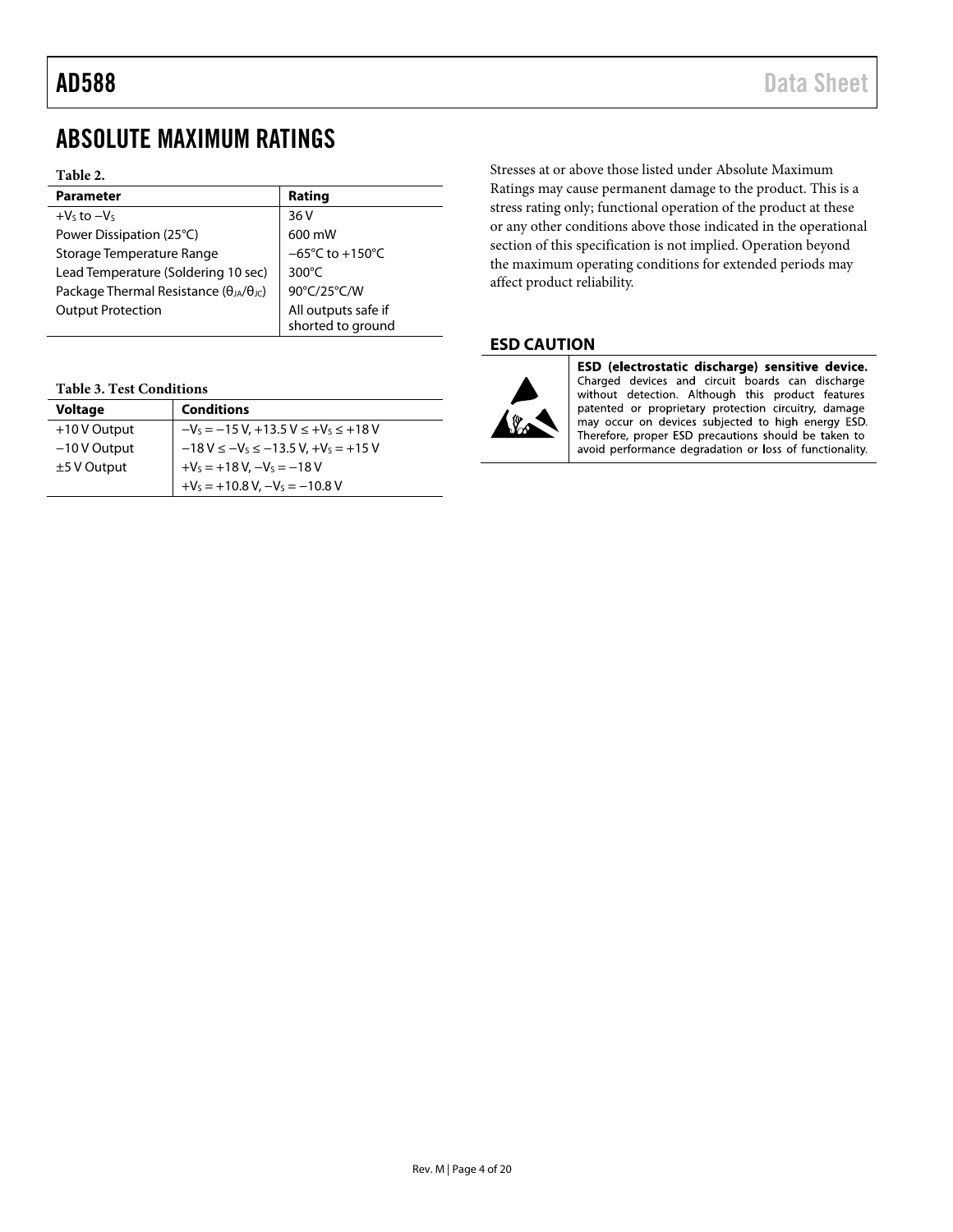## ABSOLUTE MAXIMUM RATINGS

**Table 2.**

| Parameter | Rating |
|---|---|
| $+V_S$ to $-V_S$ | 36 V |
| Power Dissipation (25°C) | 600 mW |
| Storage Temperature Range | −65°C to +150°C |
| Lead Temperature (Soldering 10 sec) | 300°C |
| Package Thermal Resistance ($\theta_{JA}/\theta_{JC}$) | 90°C/25°C/W |
| Output Protection | All outputs safe if shorted to ground |

**Table 3. Test Conditions**

| Voltage | Conditions |
|---|---|
| +10 V Output | $-V_S = -15$ V, $+13.5$ V $\leq +V_S \leq +18$ V |
| −10 V Output | $-18$ V $\leq -V_S \leq -13.5$ V, $+V_S = +15$ V |
| ±5 V Output | $+V_S = +18$ V, $-V_S = -18$ V |
| | $+V_S = +10.8$ V, $-V_S = -10.8$ V |

Stresses at or above those listed under Absolute Maximum Ratings may cause permanent damage to the product. This is a stress rating only; functional operation of the product at these or any other conditions above those indicated in the operational section of this specification is not implied. Operation beyond the maximum operating conditions for extended periods may affect product reliability.

### ESD CAUTION

**ESD (electrostatic discharge) sensitive device.** Charged devices and circuit boards can discharge without detection. Although this product features patented or proprietary protection circuitry, damage may occur on devices subjected to high energy ESD. Therefore, proper ESD precautions should be taken to avoid performance degradation or loss of functionality.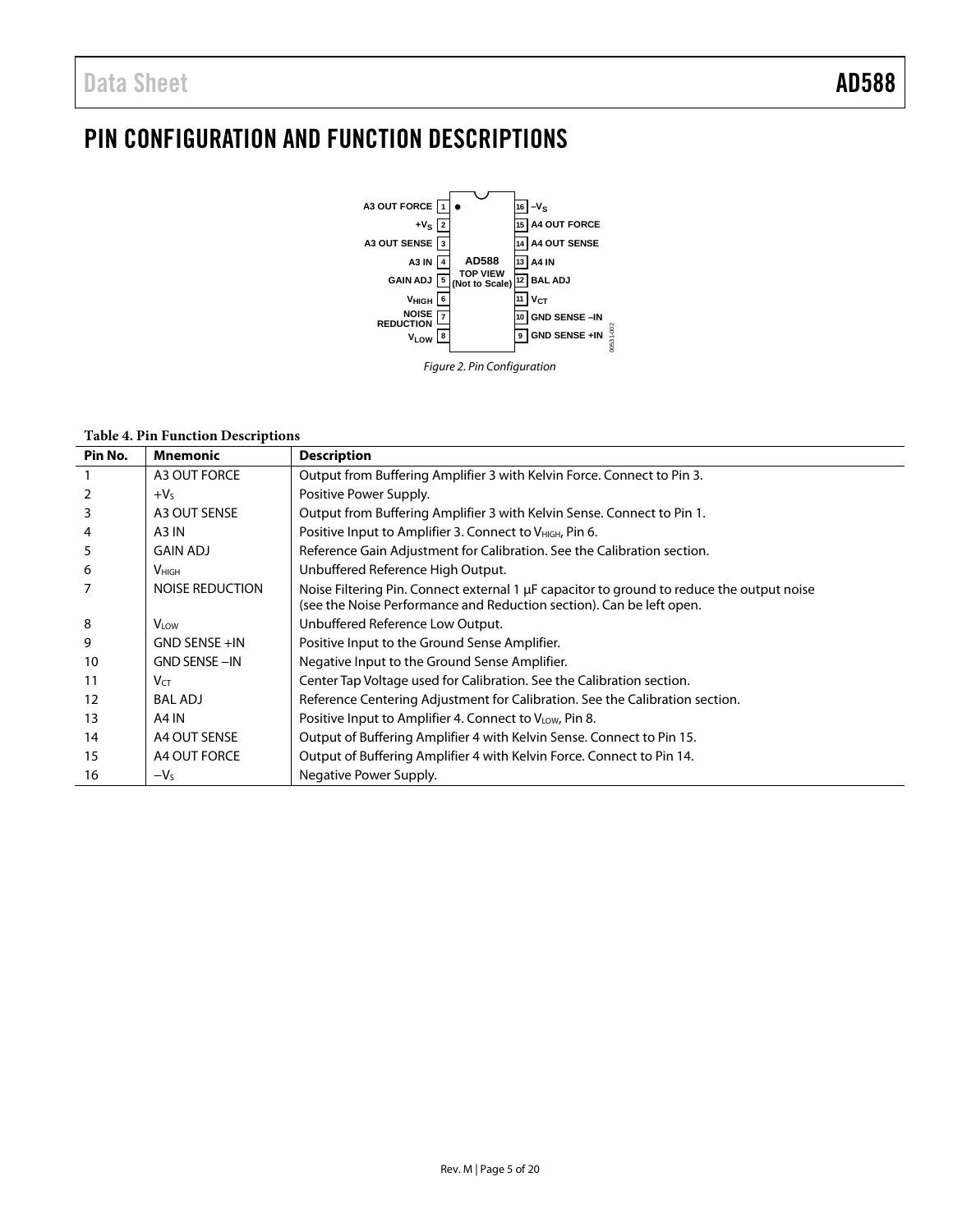# PIN CONFIGURATION AND FUNCTION DESCRIPTIONS

Figure 2. Pin Configuration

**Table 4. Pin Function Descriptions**

| Pin No. | Mnemonic | Description |
|---|---|---|
| 1 | A3 OUT FORCE | Output from Buffering Amplifier 3 with Kelvin Force. Connect to Pin 3. |
| 2 | $+V_S$ | Positive Power Supply. |
| 3 | A3 OUT SENSE | Output from Buffering Amplifier 3 with Kelvin Sense. Connect to Pin 1. |
| 4 | A3 IN | Positive Input to Amplifier 3. Connect to $V_{HIGH}$, Pin 6. |
| 5 | GAIN ADJ | Reference Gain Adjustment for Calibration. See the Calibration section. |
| 6 | $V_{HIGH}$ | Unbuffered Reference High Output. |
| 7 | NOISE REDUCTION | Noise Filtering Pin. Connect external 1 µF capacitor to ground to reduce the output noise (see the Noise Performance and Reduction section). Can be left open. |
| 8 | $V_{LOW}$ | Unbuffered Reference Low Output. |
| 9 | GND SENSE +IN | Positive Input to the Ground Sense Amplifier. |
| 10 | GND SENSE −IN | Negative Input to the Ground Sense Amplifier. |
| 11 | $V_{CT}$ | Center Tap Voltage used for Calibration. See the Calibration section. |
| 12 | BAL ADJ | Reference Centering Adjustment for Calibration. See the Calibration section. |
| 13 | A4 IN | Positive Input to Amplifier 4. Connect to $V_{LOW}$, Pin 8. |
| 14 | A4 OUT SENSE | Output of Buffering Amplifier 4 with Kelvin Sense. Connect to Pin 15. |
| 15 | A4 OUT FORCE | Output of Buffering Amplifier 4 with Kelvin Force. Connect to Pin 14. |
| 16 | $-V_S$ | Negative Power Supply. |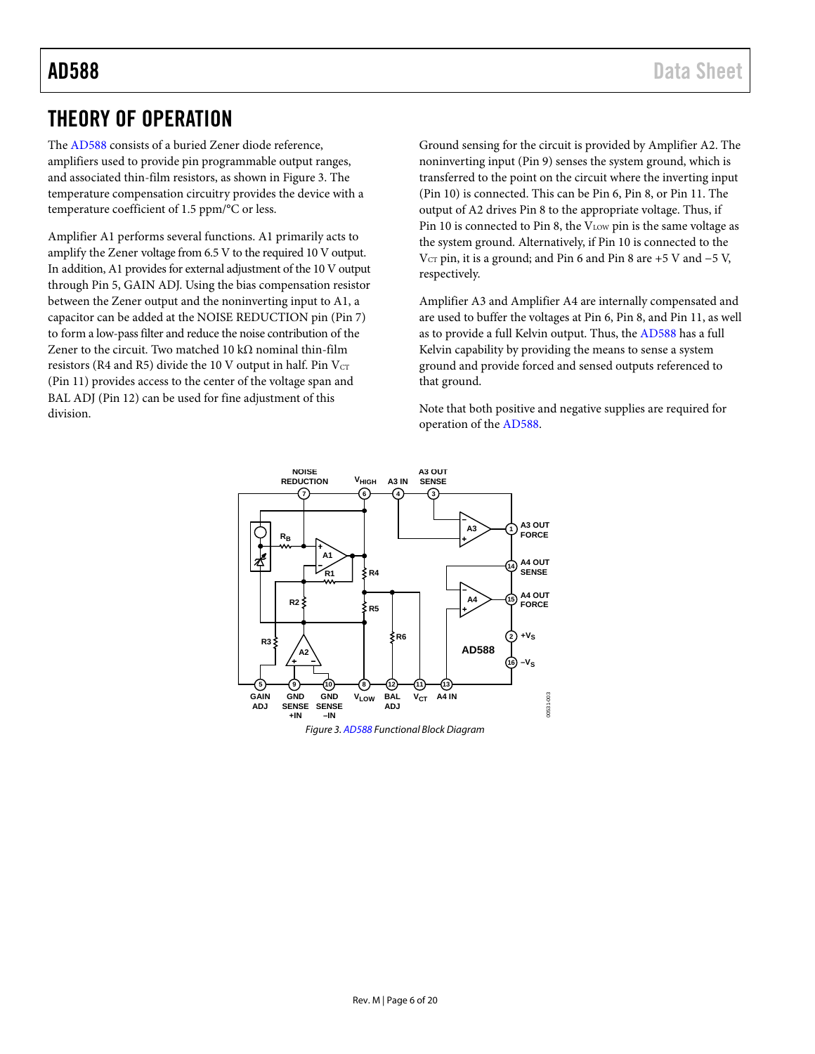# THEORY OF OPERATION

The AD588 consists of a buried Zener diode reference, amplifiers used to provide pin programmable output ranges, and associated thin-film resistors, as shown in Figure 3. The temperature compensation circuitry provides the device with a temperature coefficient of 1.5 ppm/°C or less.

Amplifier A1 performs several functions. A1 primarily acts to amplify the Zener voltage from 6.5 V to the required 10 V output. In addition, A1 provides for external adjustment of the 10 V output through Pin 5, GAIN ADJ. Using the bias compensation resistor between the Zener output and the noninverting input to A1, a capacitor can be added at the NOISE REDUCTION pin (Pin 7) to form a low-pass filter and reduce the noise contribution of the Zener to the circuit. Two matched 10 kΩ nominal thin-film resistors (R4 and R5) divide the 10 V output in half. Pin $V_{CT}$ (Pin 11) provides access to the center of the voltage span and BAL ADJ (Pin 12) can be used for fine adjustment of this division.

Ground sensing for the circuit is provided by Amplifier A2. The noninverting input (Pin 9) senses the system ground, which is transferred to the point on the circuit where the inverting input (Pin 10) is connected. This can be Pin 6, Pin 8, or Pin 11. The output of A2 drives Pin 8 to the appropriate voltage. Thus, if Pin 10 is connected to Pin 8, the $V_{LOW}$ pin is the same voltage as the system ground. Alternatively, if Pin 10 is connected to the $V_{CT}$ pin, it is a ground; and Pin 6 and Pin 8 are +5 V and −5 V, respectively.

Amplifier A3 and Amplifier A4 are internally compensated and are used to buffer the voltages at Pin 6, Pin 8, and Pin 11, as well as to provide a full Kelvin output. Thus, the AD588 has a full Kelvin capability by providing the means to sense a system ground and provide forced and sensed outputs referenced to that ground.

Note that both positive and negative supplies are required for operation of the AD588.

Figure 3. AD588 Functional Block Diagram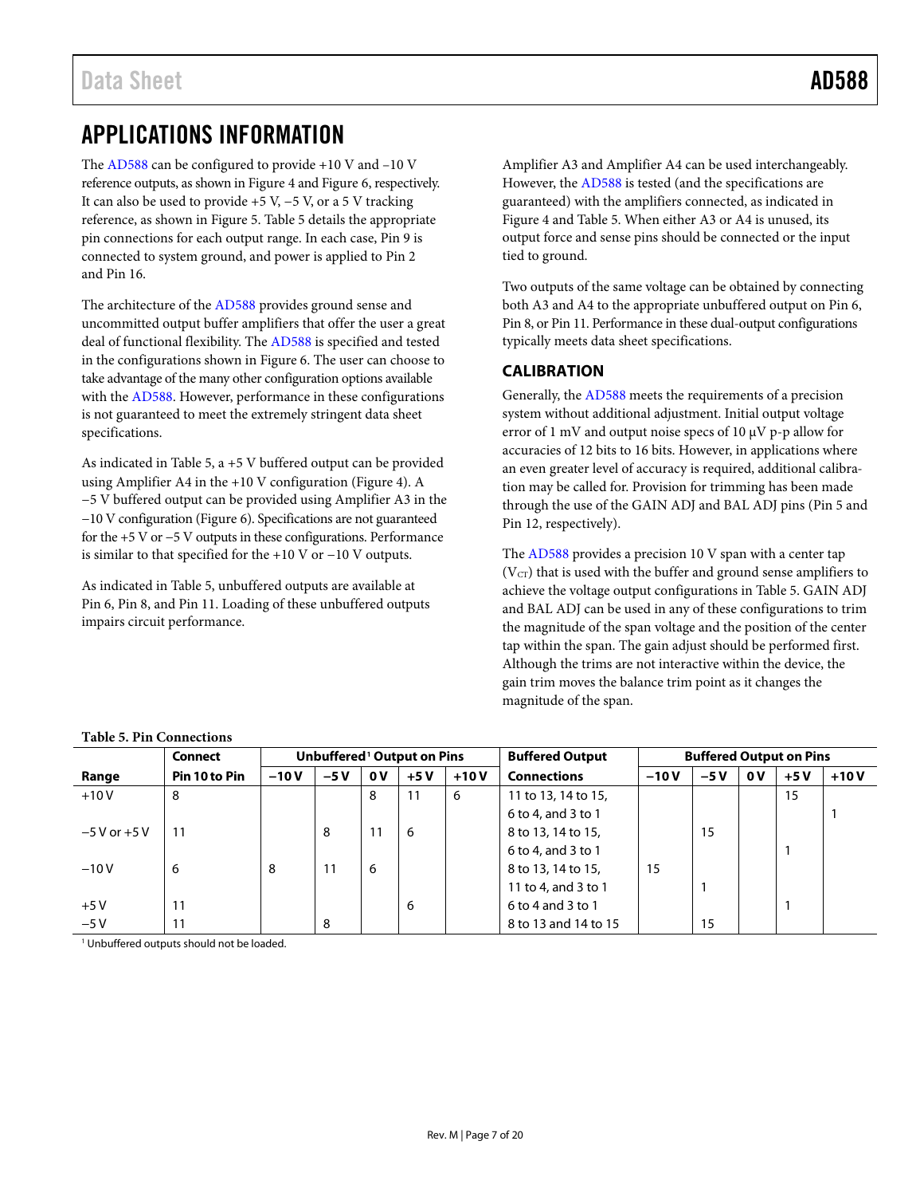# APPLICATIONS INFORMATION

The AD588 can be configured to provide +10 V and −10 V reference outputs, as shown in Figure 4 and Figure 6, respectively. It can also be used to provide +5 V, −5 V, or a 5 V tracking reference, as shown in Figure 5. Table 5 details the appropriate pin connections for each output range. In each case, Pin 9 is connected to system ground, and power is applied to Pin 2 and Pin 16.

The architecture of the AD588 provides ground sense and uncommitted output buffer amplifiers that offer the user a great deal of functional flexibility. The AD588 is specified and tested in the configurations shown in Figure 6. The user can choose to take advantage of the many other configuration options available with the AD588. However, performance in these configurations is not guaranteed to meet the extremely stringent data sheet specifications.

As indicated in Table 5, a +5 V buffered output can be provided using Amplifier A4 in the +10 V configuration (Figure 4). A −5 V buffered output can be provided using Amplifier A3 in the −10 V configuration (Figure 6). Specifications are not guaranteed for the +5 V or −5 V outputs in these configurations. Performance is similar to that specified for the +10 V or −10 V outputs.

As indicated in Table 5, unbuffered outputs are available at Pin 6, Pin 8, and Pin 11. Loading of these unbuffered outputs impairs circuit performance.

Amplifier A3 and Amplifier A4 can be used interchangeably. However, the AD588 is tested (and the specifications are guaranteed) with the amplifiers connected, as indicated in Figure 4 and Table 5. When either A3 or A4 is unused, its output force and sense pins should be connected or the input tied to ground.

Two outputs of the same voltage can be obtained by connecting both A3 and A4 to the appropriate unbuffered output on Pin 6, Pin 8, or Pin 11. Performance in these dual-output configurations typically meets data sheet specifications.

## CALIBRATION

Generally, the AD588 meets the requirements of a precision system without additional adjustment. Initial output voltage error of 1 mV and output noise specs of 10 µV p-p allow for accuracies of 12 bits to 16 bits. However, in applications where an even greater level of accuracy is required, additional calibration may be called for. Provision for trimming has been made through the use of the GAIN ADJ and BAL ADJ pins (Pin 5 and Pin 12, respectively).

The AD588 provides a precision 10 V span with a center tap ($V_{CT}$) that is used with the buffer and ground sense amplifiers to achieve the voltage output configurations in Table 5. GAIN ADJ and BAL ADJ can be used in any of these configurations to trim the magnitude of the span voltage and the position of the center tap within the span. The gain adjust should be performed first. Although the trims are not interactive within the device, the gain trim moves the balance trim point as it changes the magnitude of the span.

**Table 5. Pin Connections**

| | Connect | Unbuffered[1] Output on Pins | | | | | Buffered Output | Buffered Output on Pins | | | | |
|---|---|---|---|---|---|---|---|---|---|---|---|---|
| Range | Pin 10 to Pin | −10 V | −5 V | 0 V | +5 V | +10 V | Connections | −10 V | −5 V | 0 V | +5 V | +10 V |
| +10 V | 8 | | | 8 | 11 | 6 | 11 to 13, 14 to 15, 6 to 4, and 3 to 1 | | | | 15 | 1 |
| −5 V or +5 V | 11 | | 8 | 11 | 6 | | 8 to 13, 14 to 15, 6 to 4, and 3 to 1 | | 15 | | 1 | |
| −10 V | 6 | 8 | 11 | 6 | | | 8 to 13, 14 to 15, 11 to 4, and 3 to 1 | 15 | 1 | | | |
| +5 V | 11 | | | | 6 | | 6 to 4 and 3 to 1 | | | | 1 | |
| −5 V | 11 | | 8 | | | | 8 to 13 and 14 to 15 | | 15 | | | |

[1] Unbuffered outputs should not be loaded.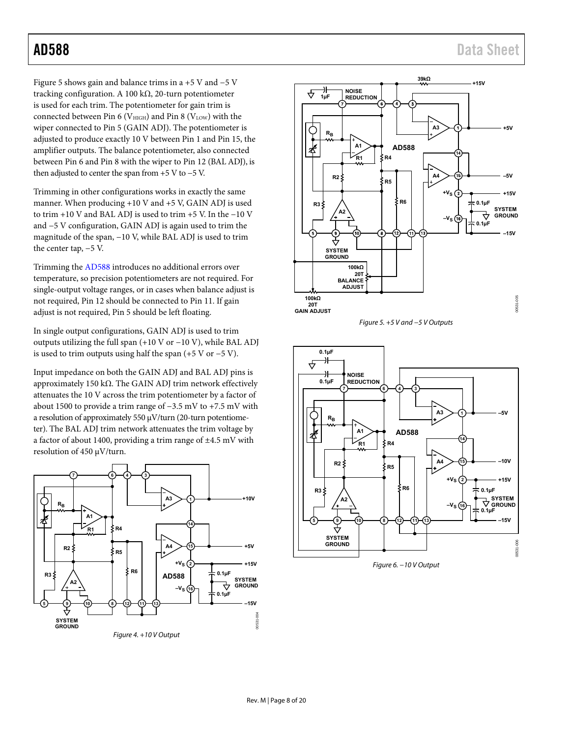Figure 5 shows gain and balance trims in a +5 V and −5 V tracking configuration. A 100 kΩ, 20-turn potentiometer is used for each trim. The potentiometer for gain trim is connected between Pin 6 ($V_{HIGH}$) and Pin 8 ($V_{LOW}$) with the wiper connected to Pin 5 (GAIN ADJ). The potentiometer is adjusted to produce exactly 10 V between Pin 1 and Pin 15, the amplifier outputs. The balance potentiometer, also connected between Pin 6 and Pin 8 with the wiper to Pin 12 (BAL ADJ), is then adjusted to center the span from +5 V to −5 V.

Trimming in other configurations works in exactly the same manner. When producing +10 V and +5 V, GAIN ADJ is used to trim +10 V and BAL ADJ is used to trim +5 V. In the −10 V and −5 V configuration, GAIN ADJ is again used to trim the magnitude of the span, −10 V, while BAL ADJ is used to trim the center tap, −5 V.

Trimming the AD588 introduces no additional errors over temperature, so precision potentiometers are not required. For single-output voltage ranges, or in cases when balance adjust is not required, Pin 12 should be connected to Pin 11. If gain adjust is not required, Pin 5 should be left floating.

In single output configurations, GAIN ADJ is used to trim outputs utilizing the full span (+10 V or −10 V), while BAL ADJ is used to trim outputs using half the span (+5 V or −5 V).

Input impedance on both the GAIN ADJ and BAL ADJ pins is approximately 150 kΩ. The GAIN ADJ trim network effectively attenuates the 10 V across the trim potentiometer by a factor of about 1500 to provide a trim range of −3.5 mV to +7.5 mV with a resolution of approximately 550 μV/turn (20-turn potentiometer). The BAL ADJ trim network attenuates the trim voltage by a factor of about 1400, providing a trim range of ±4.5 mV with resolution of 450 μV/turn.

*Figure 4. +10 V Output*

*Figure 5. +5 V and −5 V Outputs*

*Figure 6. −10 V Output*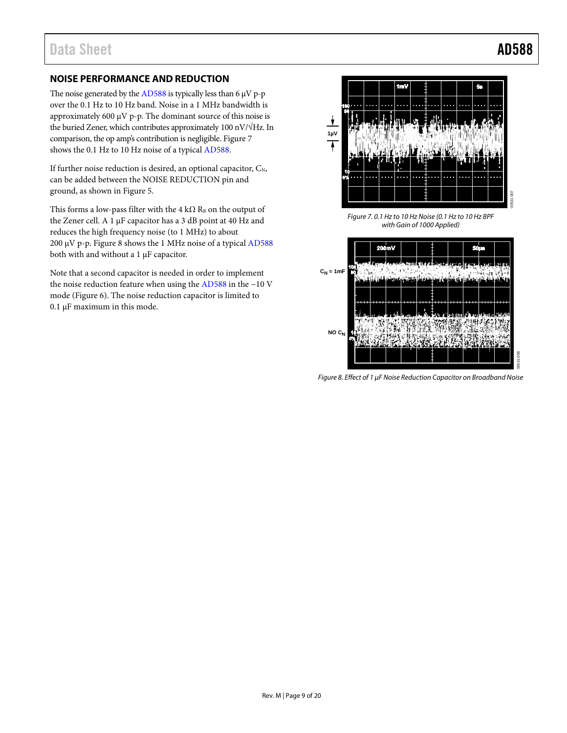## NOISE PERFORMANCE AND REDUCTION

The noise generated by the AD588 is typically less than 6 μV p-p over the 0.1 Hz to 10 Hz band. Noise in a 1 MHz bandwidth is approximately 600 μV p-p. The dominant source of this noise is the buried Zener, which contributes approximately 100 nV/√Hz. In comparison, the op amp's contribution is negligible. Figure 7 shows the 0.1 Hz to 10 Hz noise of a typical AD588.

If further noise reduction is desired, an optional capacitor, $C_N$, can be added between the NOISE REDUCTION pin and ground, as shown in Figure 5.

This forms a low-pass filter with the 4 kΩ $R_B$ on the output of the Zener cell. A 1 μF capacitor has a 3 dB point at 40 Hz and reduces the high frequency noise (to 1 MHz) to about 200 μV p-p. Figure 8 shows the 1 MHz noise of a typical AD588 both with and without a 1 μF capacitor.

Note that a second capacitor is needed in order to implement the noise reduction feature when using the AD588 in the −10 V mode (Figure 6). The noise reduction capacitor is limited to 0.1 μF maximum in this mode.

*Figure 7. 0.1 Hz to 10 Hz Noise (0.1 Hz to 10 Hz BPF with Gain of 1000 Applied)*

*Figure 8. Effect of 1 μF Noise Reduction Capacitor on Broadband Noise*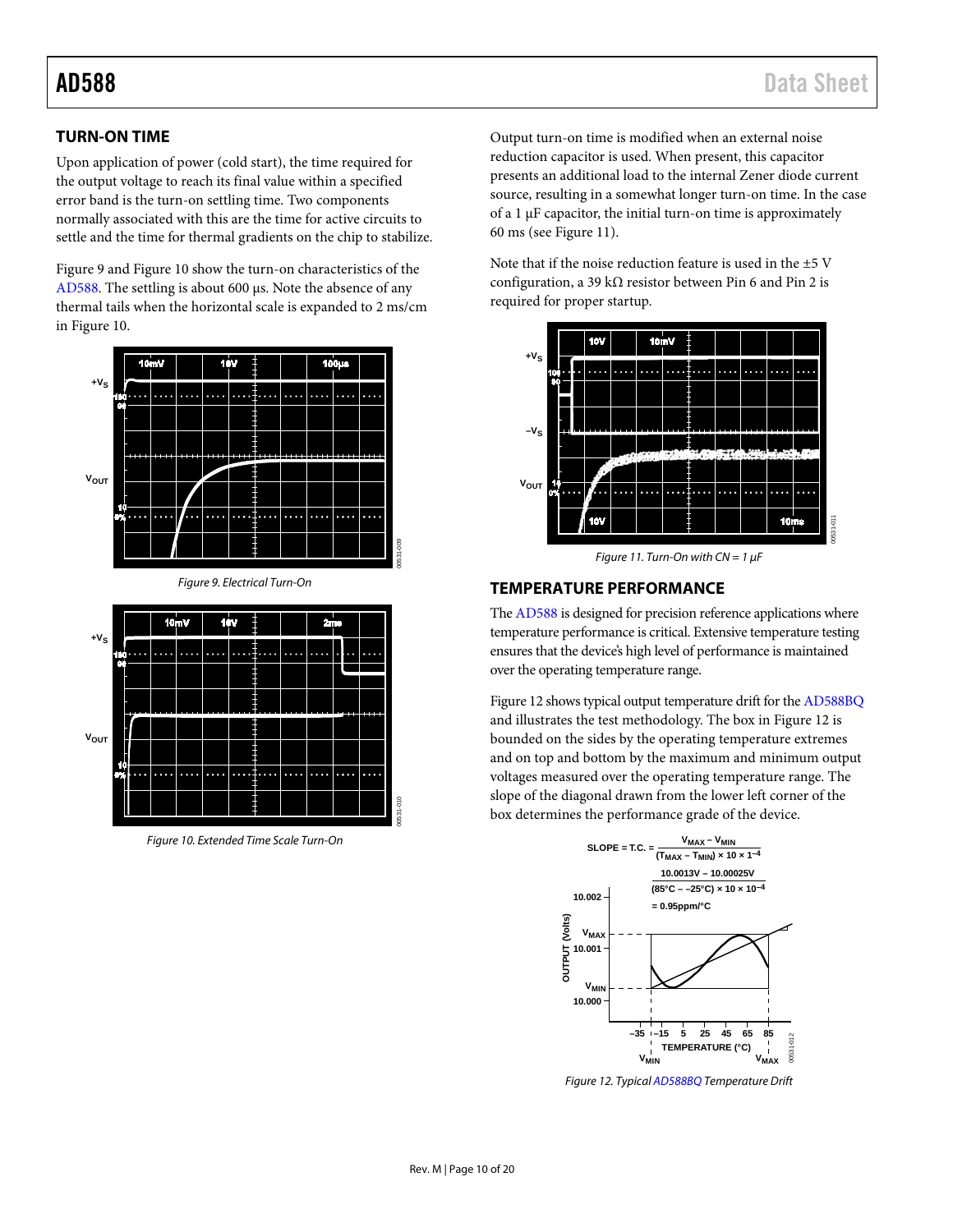## TURN-ON TIME

Upon application of power (cold start), the time required for the output voltage to reach its final value within a specified error band is the turn-on settling time. Two components normally associated with this are the time for active circuits to settle and the time for thermal gradients on the chip to stabilize.

Figure 9 and Figure 10 show the turn-on characteristics of the AD588. The settling is about 600 µs. Note the absence of any thermal tails when the horizontal scale is expanded to 2 ms/cm in Figure 10.

*Figure 9. Electrical Turn-On*

*Figure 10. Extended Time Scale Turn-On*

Output turn-on time is modified when an external noise reduction capacitor is used. When present, this capacitor presents an additional load to the internal Zener diode current source, resulting in a somewhat longer turn-on time. In the case of a 1 µF capacitor, the initial turn-on time is approximately 60 ms (see Figure 11).

Note that if the noise reduction feature is used in the ±5 V configuration, a 39 kΩ resistor between Pin 6 and Pin 2 is required for proper startup.

*Figure 11. Turn-On with CN = 1 µF*

## TEMPERATURE PERFORMANCE

The AD588 is designed for precision reference applications where temperature performance is critical. Extensive temperature testing ensures that the device's high level of performance is maintained over the operating temperature range.

Figure 12 shows typical output temperature drift for the AD588BQ and illustrates the test methodology. The box in Figure 12 is bounded on the sides by the operating temperature extremes and on top and bottom by the maximum and minimum output voltages measured over the operating temperature range. The slope of the diagonal drawn from the lower left corner of the box determines the performance grade of the device.

$$\text{SLOPE} = \text{T.C.} = \frac{V_{MAX} - V_{MIN}}{(T_{MAX} - T_{MIN}) \times 10 \times 10^{-4}}$$

$$= \frac{10.0013\text{V} - 10.00025\text{V}}{(85°\text{C} - -25°\text{C}) \times 10 \times 10^{-4}}$$

$$= 0.95\text{ppm/°C}$$

*Figure 12. Typical AD588BQ Temperature Drift*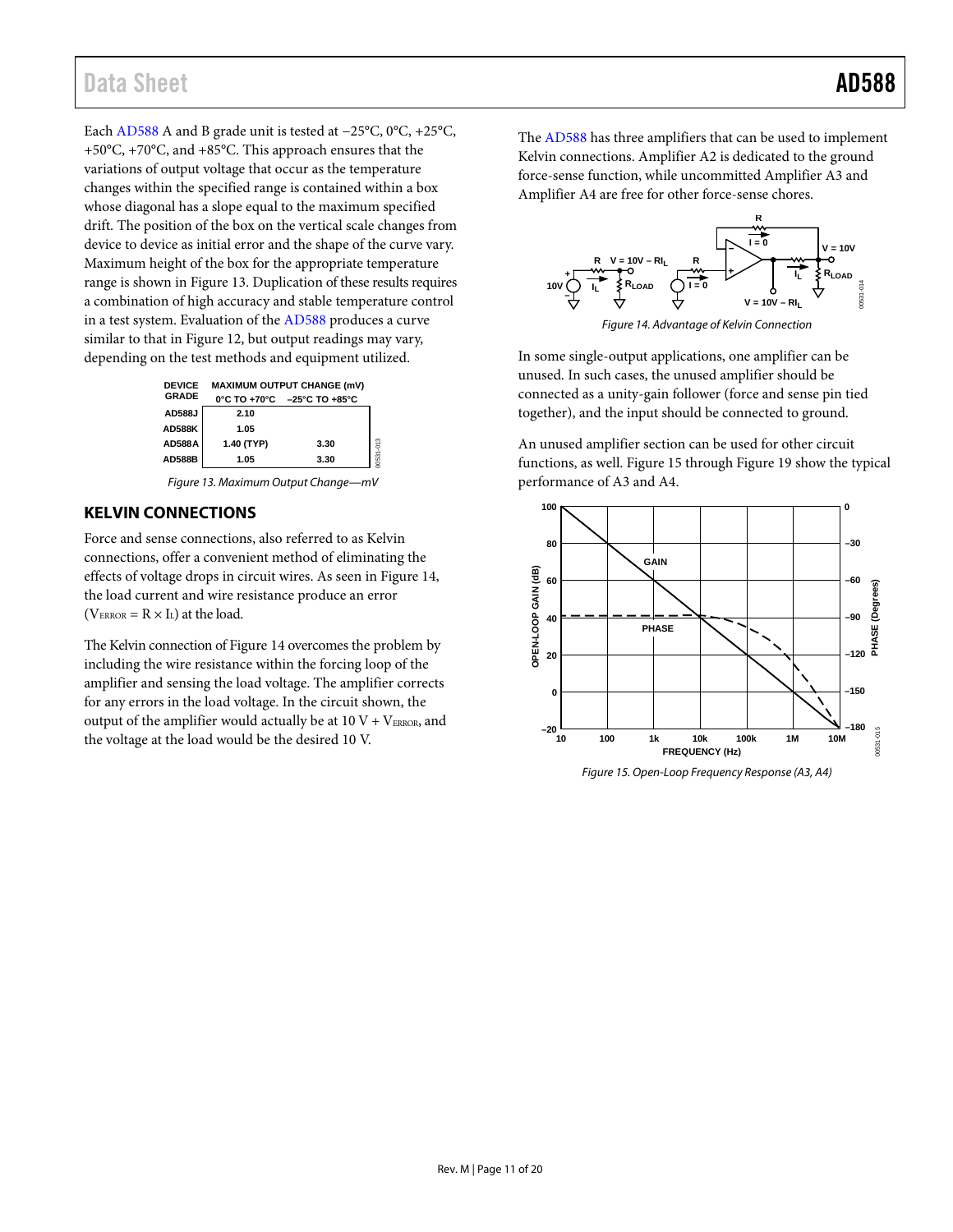Each AD588 A and B grade unit is tested at −25°C, 0°C, +25°C, +50°C, +70°C, and +85°C. This approach ensures that the variations of output voltage that occur as the temperature changes within the specified range is contained within a box whose diagonal has a slope equal to the maximum specified drift. The position of the box on the vertical scale changes from device to device as initial error and the shape of the curve vary. Maximum height of the box for the appropriate temperature range is shown in Figure 13. Duplication of these results requires a combination of high accuracy and stable temperature control in a test system. Evaluation of the AD588 produces a curve similar to that in Figure 12, but output readings may vary, depending on the test methods and equipment utilized.

| DEVICE GRADE | MAXIMUM OUTPUT CHANGE (mV) | |
|---|---|---|
| | 0°C TO +70°C | −25°C TO +85°C |
| AD588J | 2.10 | |
| AD588K | 1.05 | |
| AD588A | 1.40 (TYP) | 3.30 |
| AD588B | 1.05 | 3.30 |

*Figure 13. Maximum Output Change—mV*

## KELVIN CONNECTIONS

Force and sense connections, also referred to as Kelvin connections, offer a convenient method of eliminating the effects of voltage drops in circuit wires. As seen in Figure 14, the load current and wire resistance produce an error ($V_{ERROR} = R \times I_L$) at the load.

The Kelvin connection of Figure 14 overcomes the problem by including the wire resistance within the forcing loop of the amplifier and sensing the load voltage. The amplifier corrects for any errors in the load voltage. In the circuit shown, the output of the amplifier would actually be at 10 V + $V_{ERROR}$, and the voltage at the load would be the desired 10 V.

The AD588 has three amplifiers that can be used to implement Kelvin connections. Amplifier A2 is dedicated to the ground force-sense function, while uncommitted Amplifier A3 and Amplifier A4 are free for other force-sense chores.

*Figure 14. Advantage of Kelvin Connection*

In some single-output applications, one amplifier can be unused. In such cases, the unused amplifier should be connected as a unity-gain follower (force and sense pin tied together), and the input should be connected to ground.

An unused amplifier section can be used for other circuit functions, as well. Figure 15 through Figure 19 show the typical performance of A3 and A4.

*Figure 15. Open-Loop Frequency Response (A3, A4)*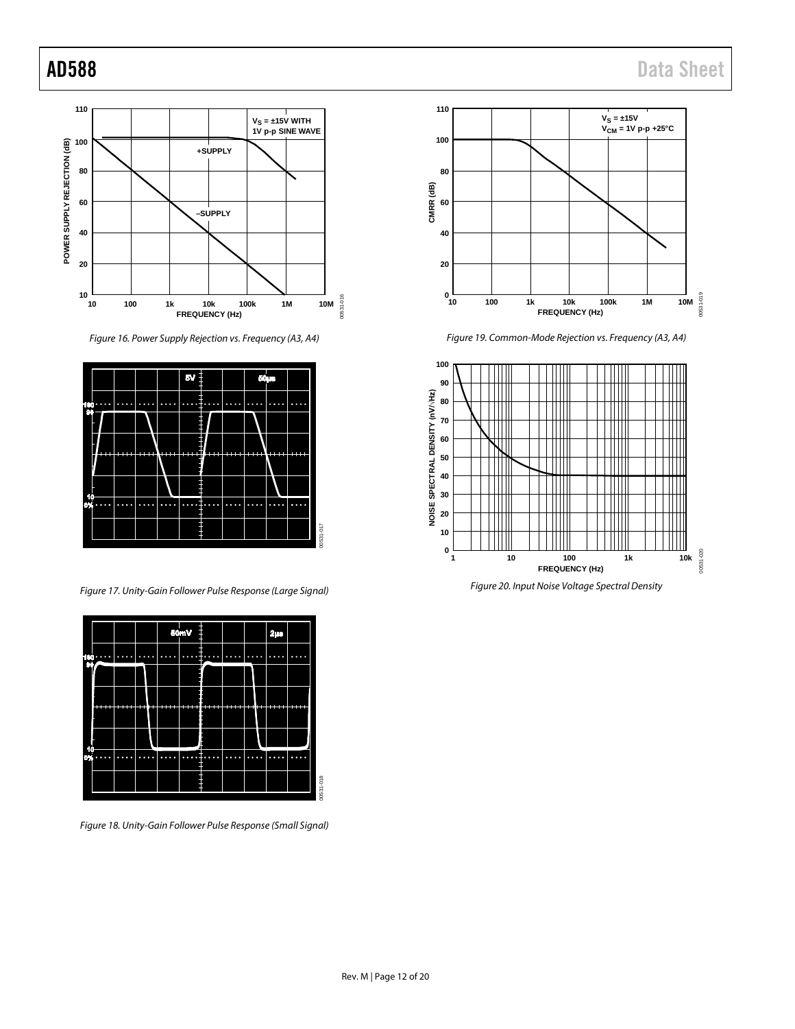Figure 16. Power Supply Rejection vs. Frequency (A3, A4)

Figure 17. Unity-Gain Follower Pulse Response (Large Signal)

Figure 18. Unity-Gain Follower Pulse Response (Small Signal)

Figure 19. Common-Mode Rejection vs. Frequency (A3, A4)

Figure 20. Input Noise Voltage Spectral Density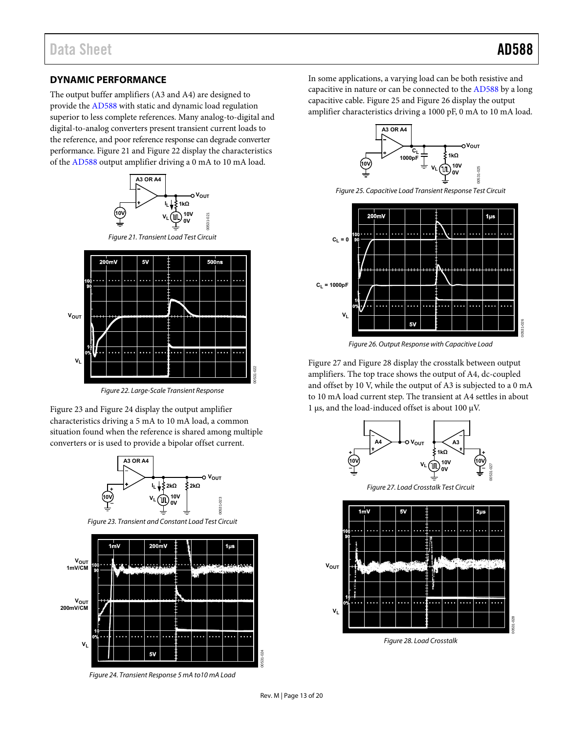## DYNAMIC PERFORMANCE

The output buffer amplifiers (A3 and A4) are designed to provide the AD588 with static and dynamic load regulation superior to less complete references. Many analog-to-digital and digital-to-analog converters present transient current loads to the reference, and poor reference response can degrade converter performance. Figure 21 and Figure 22 display the characteristics of the AD588 output amplifier driving a 0 mA to 10 mA load.

Figure 21. Transient Load Test Circuit

Figure 22. Large-Scale Transient Response

Figure 23 and Figure 24 display the output amplifier characteristics driving a 5 mA to 10 mA load, a common situation found when the reference is shared among multiple converters or is used to provide a bipolar offset current.

Figure 23. Transient and Constant Load Test Circuit

Figure 24. Transient Response 5 mA to10 mA Load

In some applications, a varying load can be both resistive and capacitive in nature or can be connected to the AD588 by a long capacitive cable. Figure 25 and Figure 26 display the output amplifier characteristics driving a 1000 pF, 0 mA to 10 mA load.

Figure 25. Capacitive Load Transient Response Test Circuit

Figure 26. Output Response with Capacitive Load

Figure 27 and Figure 28 display the crosstalk between output amplifiers. The top trace shows the output of A4, dc-coupled and offset by 10 V, while the output of A3 is subjected to a 0 mA to 10 mA load current step. The transient at A4 settles in about 1 µs, and the load-induced offset is about 100 µV.

Figure 27. Load Crosstalk Test Circuit

Figure 28. Load Crosstalk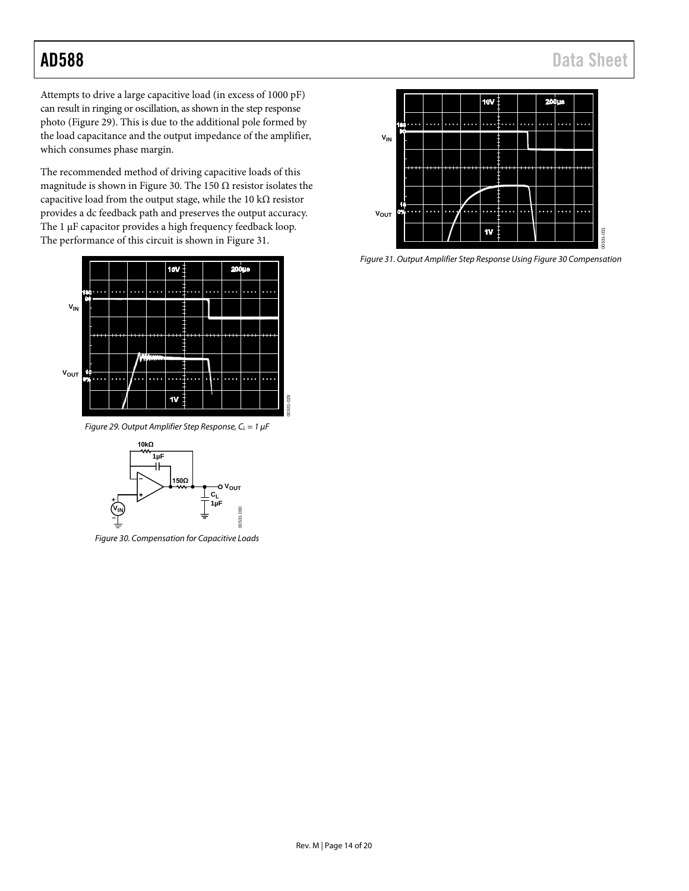Attempts to drive a large capacitive load (in excess of 1000 pF) can result in ringing or oscillation, as shown in the step response photo (Figure 29). This is due to the additional pole formed by the load capacitance and the output impedance of the amplifier, which consumes phase margin.

The recommended method of driving capacitive loads of this magnitude is shown in Figure 30. The 150 Ω resistor isolates the capacitive load from the output stage, while the 10 kΩ resistor provides a dc feedback path and preserves the output accuracy. The 1 µF capacitor provides a high frequency feedback loop. The performance of this circuit is shown in Figure 31.

*Figure 29. Output Amplifier Step Response, $C_L$ = 1 µF*

*Figure 30. Compensation for Capacitive Loads*

*Figure 31. Output Amplifier Step Response Using Figure 30 Compensation*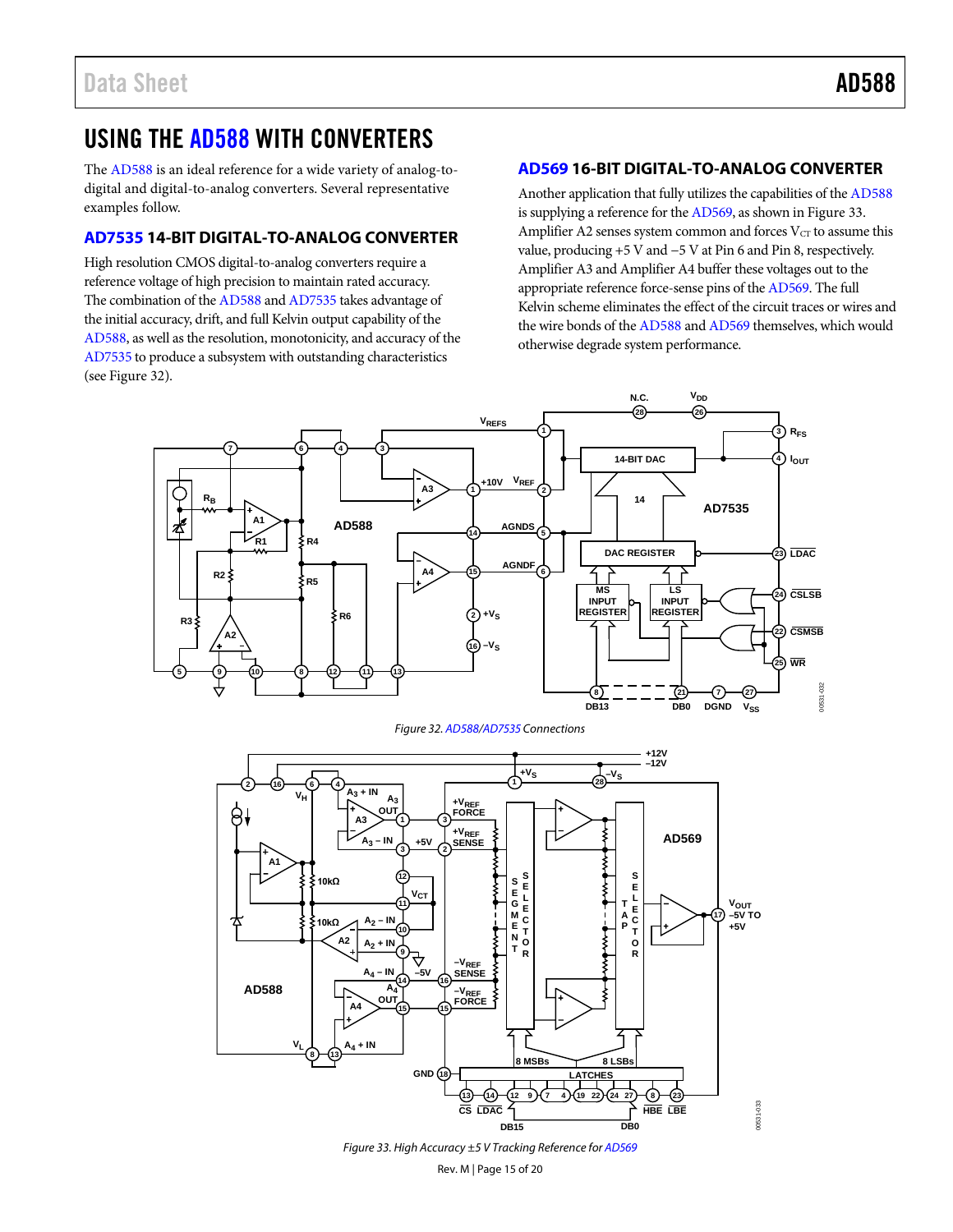# USING THE AD588 WITH CONVERTERS

The AD588 is an ideal reference for a wide variety of analog-to-digital and digital-to-analog converters. Several representative examples follow.

## AD7535 14-BIT DIGITAL-TO-ANALOG CONVERTER

High resolution CMOS digital-to-analog converters require a reference voltage of high precision to maintain rated accuracy. The combination of the AD588 and AD7535 takes advantage of the initial accuracy, drift, and full Kelvin output capability of the AD588, as well as the resolution, monotonicity, and accuracy of the AD7535 to produce a subsystem with outstanding characteristics (see Figure 32).

## AD569 16-BIT DIGITAL-TO-ANALOG CONVERTER

Another application that fully utilizes the capabilities of the AD588 is supplying a reference for the AD569, as shown in Figure 33. Amplifier A2 senses system common and forces $V_{CT}$ to assume this value, producing +5 V and −5 V at Pin 6 and Pin 8, respectively. Amplifier A3 and Amplifier A4 buffer these voltages out to the appropriate reference force-sense pins of the AD569. The full Kelvin scheme eliminates the effect of the circuit traces or wires and the wire bonds of the AD588 and AD569 themselves, which would otherwise degrade system performance.

Figure 32. AD588/AD7535 Connections

Figure 33. High Accuracy ±5 V Tracking Reference for AD569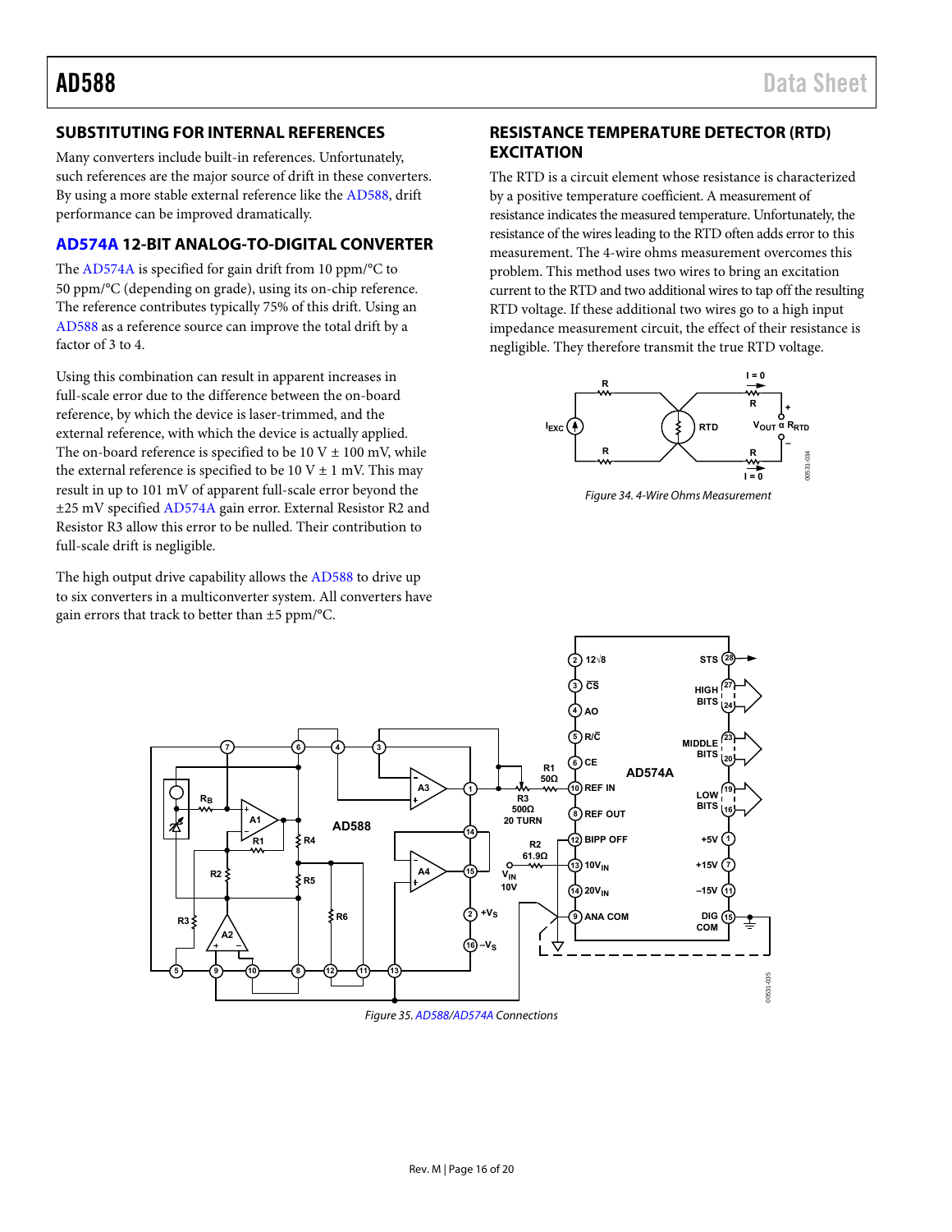## SUBSTITUTING FOR INTERNAL REFERENCES

Many converters include built-in references. Unfortunately, such references are the major source of drift in these converters. By using a more stable external reference like the AD588, drift performance can be improved dramatically.

## AD574A 12-BIT ANALOG-TO-DIGITAL CONVERTER

The AD574A is specified for gain drift from 10 ppm/°C to 50 ppm/°C (depending on grade), using its on-chip reference. The reference contributes typically 75% of this drift. Using an AD588 as a reference source can improve the total drift by a factor of 3 to 4.

Using this combination can result in apparent increases in full-scale error due to the difference between the on-board reference, by which the device is laser-trimmed, and the external reference, with which the device is actually applied. The on-board reference is specified to be 10 V ± 100 mV, while the external reference is specified to be 10 V ± 1 mV. This may result in up to 101 mV of apparent full-scale error beyond the ±25 mV specified AD574A gain error. External Resistor R2 and Resistor R3 allow this error to be nulled. Their contribution to full-scale drift is negligible.

The high output drive capability allows the AD588 to drive up to six converters in a multiconverter system. All converters have gain errors that track to better than ±5 ppm/°C.

## RESISTANCE TEMPERATURE DETECTOR (RTD) EXCITATION

The RTD is a circuit element whose resistance is characterized by a positive temperature coefficient. A measurement of resistance indicates the measured temperature. Unfortunately, the resistance of the wires leading to the RTD often adds error to this measurement. The 4-wire ohms measurement overcomes this problem. This method uses two wires to bring an excitation current to the RTD and two additional wires to tap off the resulting RTD voltage. If these additional two wires go to a high input impedance measurement circuit, the effect of their resistance is negligible. They therefore transmit the true RTD voltage.

*Figure 34. 4-Wire Ohms Measurement*

*Figure 35. AD588/AD574A Connections*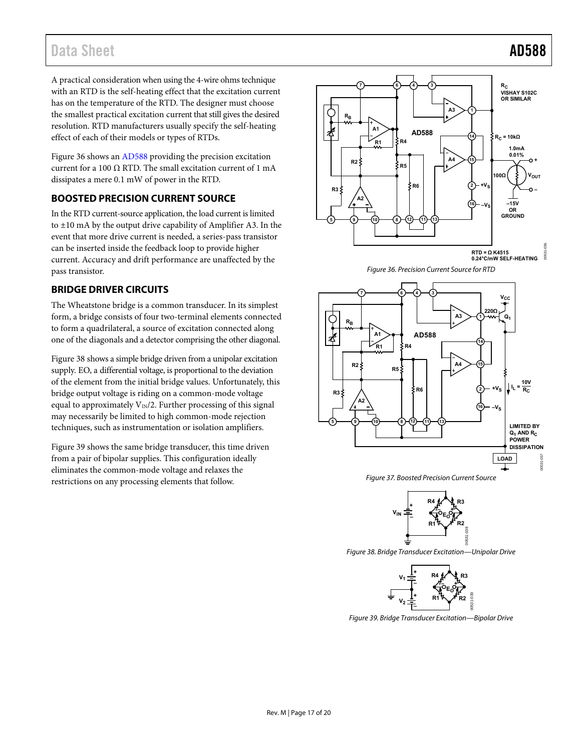A practical consideration when using the 4-wire ohms technique with an RTD is the self-heating effect that the excitation current has on the temperature of the RTD. The designer must choose the smallest practical excitation current that still gives the desired resolution. RTD manufacturers usually specify the self-heating effect of each of their models or types of RTDs.

Figure 36 shows an AD588 providing the precision excitation current for a 100 Ω RTD. The small excitation current of 1 mA dissipates a mere 0.1 mW of power in the RTD.

## BOOSTED PRECISION CURRENT SOURCE

In the RTD current-source application, the load current is limited to ±10 mA by the output drive capability of Amplifier A3. In the event that more drive current is needed, a series-pass transistor can be inserted inside the feedback loop to provide higher current. Accuracy and drift performance are unaffected by the pass transistor.

## BRIDGE DRIVER CIRCUITS

The Wheatstone bridge is a common transducer. In its simplest form, a bridge consists of four two-terminal elements connected to form a quadrilateral, a source of excitation connected along one of the diagonals and a detector comprising the other diagonal.

Figure 38 shows a simple bridge driven from a unipolar excitation supply. EO, a differential voltage, is proportional to the deviation of the element from the initial bridge values. Unfortunately, this bridge output voltage is riding on a common-mode voltage equal to approximately $V_{IN}/2$. Further processing of this signal may necessarily be limited to high common-mode rejection techniques, such as instrumentation or isolation amplifiers.

Figure 39 shows the same bridge transducer, this time driven from a pair of bipolar supplies. This configuration ideally eliminates the common-mode voltage and relaxes the restrictions on any processing elements that follow.

*Figure 36. Precision Current Source for RTD*

*Figure 37. Boosted Precision Current Source*

*Figure 38. Bridge Transducer Excitation—Unipolar Drive*

*Figure 39. Bridge Transducer Excitation—Bipolar Drive*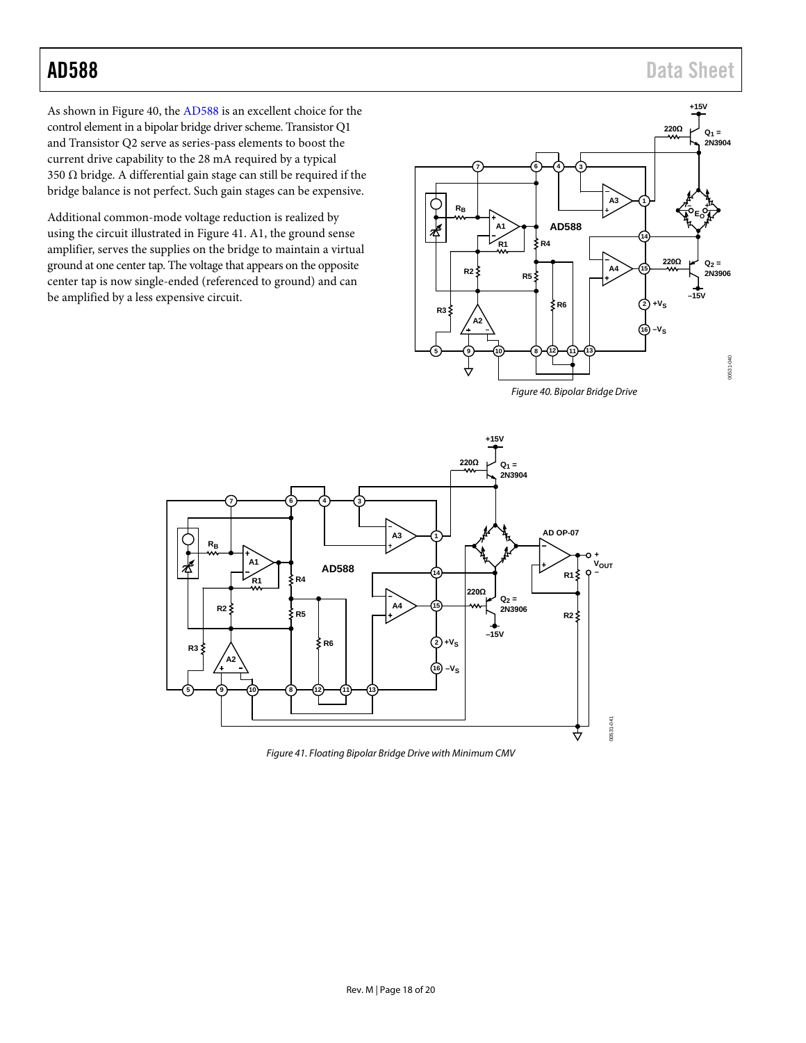As shown in Figure 40, the AD588 is an excellent choice for the control element in a bipolar bridge driver scheme. Transistor Q1 and Transistor Q2 serve as series-pass elements to boost the current drive capability to the 28 mA required by a typical 350 Ω bridge. A differential gain stage can still be required if the bridge balance is not perfect. Such gain stages can be expensive.

Additional common-mode voltage reduction is realized by using the circuit illustrated in Figure 41. A1, the ground sense amplifier, serves the supplies on the bridge to maintain a virtual ground at one center tap. The voltage that appears on the opposite center tap is now single-ended (referenced to ground) and can be amplified by a less expensive circuit.

Figure 40. Bipolar Bridge Drive

Figure 41. Floating Bipolar Bridge Drive with Minimum CMV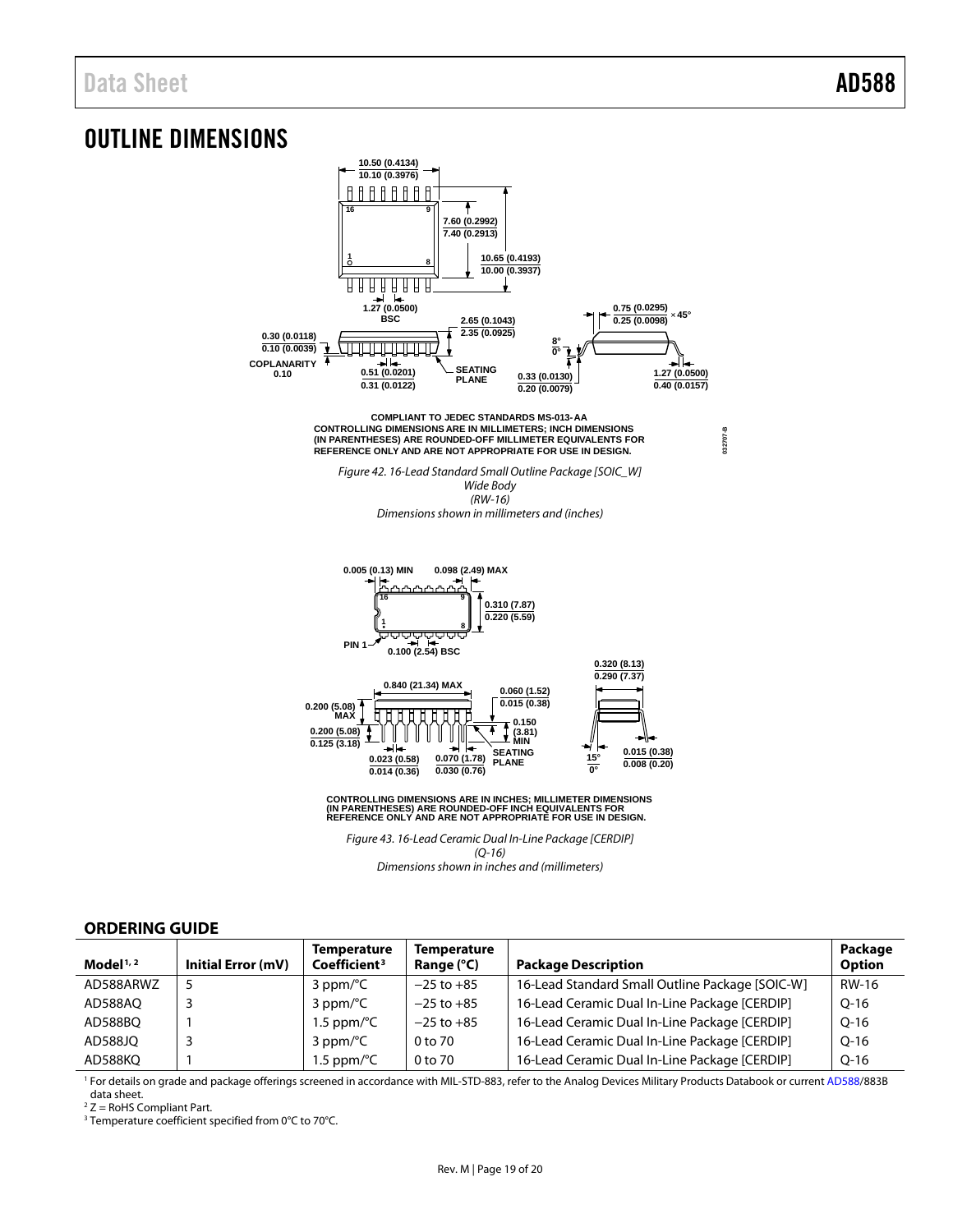# OUTLINE DIMENSIONS

COMPLIANT TO JEDEC STANDARDS MS-013-AA
CONTROLLING DIMENSIONS ARE IN MILLIMETERS; INCH DIMENSIONS (IN PARENTHESES) ARE ROUNDED-OFF MILLIMETER EQUIVALENTS FOR REFERENCE ONLY AND ARE NOT APPROPRIATE FOR USE IN DESIGN.

*Figure 42. 16-Lead Standard Small Outline Package [SOIC_W] Wide Body (RW-16) Dimensions shown in millimeters and (inches)*

CONTROLLING DIMENSIONS ARE IN INCHES; MILLIMETER DIMENSIONS (IN PARENTHESES) ARE ROUNDED-OFF INCH EQUIVALENTS FOR REFERENCE ONLY AND ARE NOT APPROPRIATE FOR USE IN DESIGN.

*Figure 43. 16-Lead Ceramic Dual In-Line Package [CERDIP] (Q-16) Dimensions shown in inches and (millimeters)*

## ORDERING GUIDE

| Model[1, 2] | Initial Error (mV) | Temperature Coefficient[3] | Temperature Range (°C) | Package Description | Package Option |
|---|---|---|---|---|---|
| AD588ARWZ | 5 | 3 ppm/°C | −25 to +85 | 16-Lead Standard Small Outline Package [SOIC-W] | RW-16 |
| AD588AQ | 3 | 3 ppm/°C | −25 to +85 | 16-Lead Ceramic Dual In-Line Package [CERDIP] | Q-16 |
| AD588BQ | 1 | 1.5 ppm/°C | −25 to +85 | 16-Lead Ceramic Dual In-Line Package [CERDIP] | Q-16 |
| AD588JQ | 3 | 3 ppm/°C | 0 to 70 | 16-Lead Ceramic Dual In-Line Package [CERDIP] | Q-16 |
| AD588KQ | 1 | 1.5 ppm/°C | 0 to 70 | 16-Lead Ceramic Dual In-Line Package [CERDIP] | Q-16 |

[1] For details on grade and package offerings screened in accordance with MIL-STD-883, refer to the Analog Devices Military Products Databook or current AD588/883B data sheet.
[2] Z = RoHS Compliant Part.
[3] Temperature coefficient specified from 0°C to 70°C.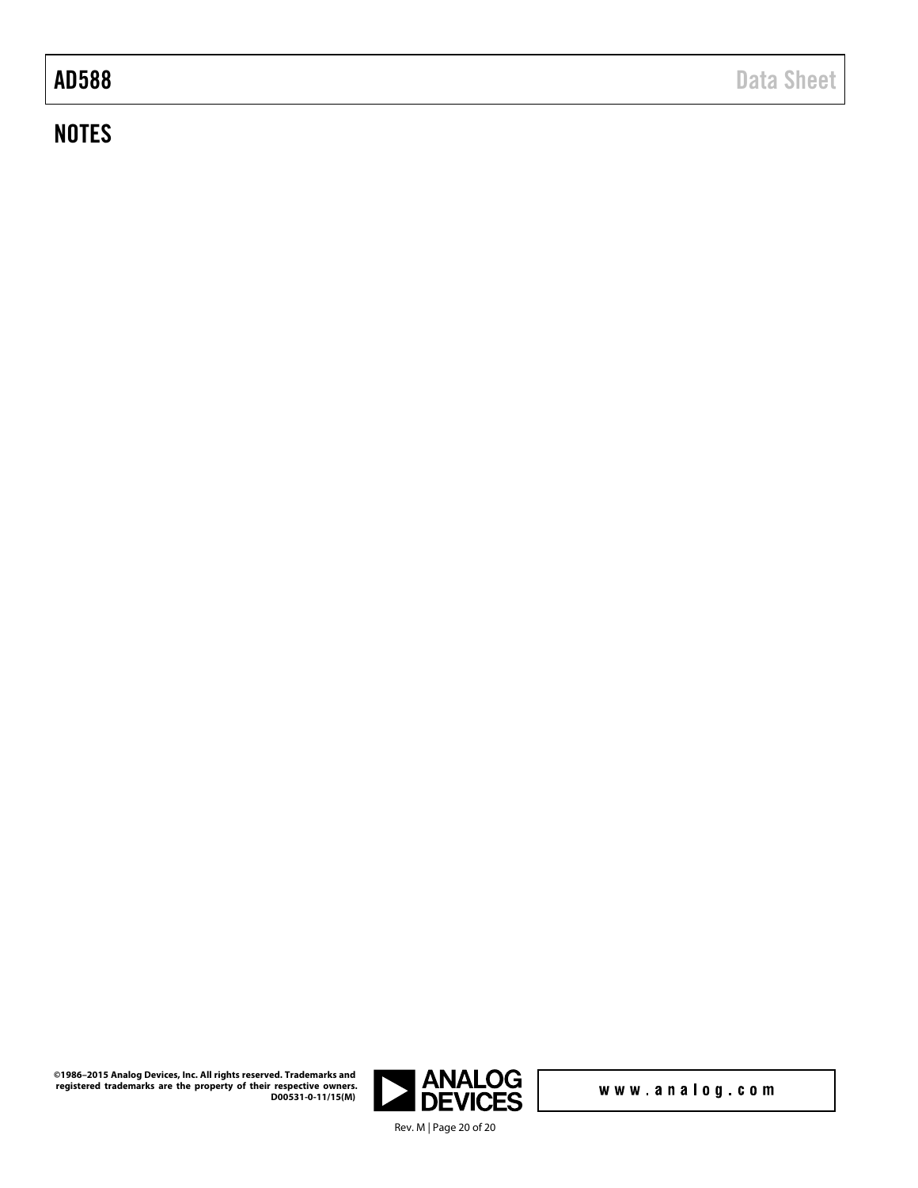## NOTES

©1986–2015 Analog Devices, Inc. All rights reserved. Trademarks and registered trademarks are the property of their respective owners. D00531-0-11/15(M)

www.analog.com